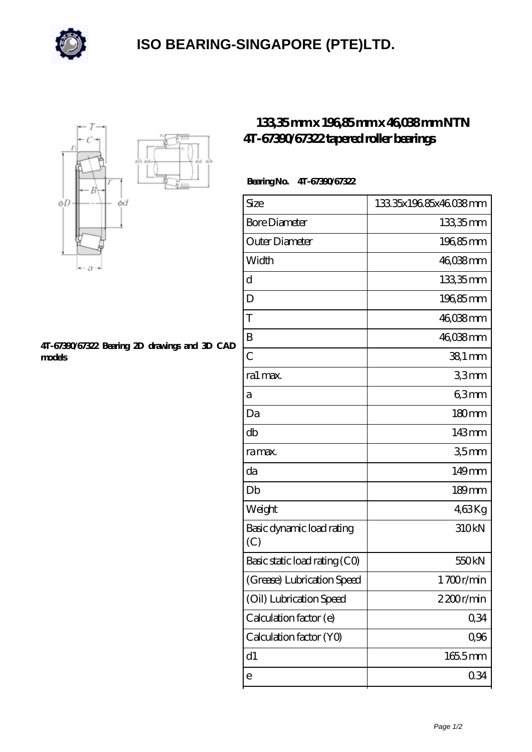# ISO BEARING-SINGAPORE (PTE)LTD.

## 133,35 mm x 196,85 mm x 46,038 mm NTN 4T-67390/67322 tapered roller bearings

4T-67390/67322 Bearing 2D drawings and 3D CAD models

**Bearing No. 4T-67390/67322**

| Size | 133.35x196.85x46.038 mm |
|---|---|
| Bore Diameter | 133,35 mm |
| Outer Diameter | 196,85 mm |
| Width | 46,038 mm |
| d | 133,35 mm |
| D | 196,85 mm |
| T | 46,038 mm |
| B | 46,038 mm |
| C | 38,1 mm |
| ra1 max. | 3,3 mm |
| a | 6,3 mm |
| Da | 180 mm |
| db | 143 mm |
| ra max. | 3,5 mm |
| da | 149 mm |
| Db | 189 mm |
| Weight | 4,63 Kg |
| Basic dynamic load rating (C) | 310 kN |
| Basic static load rating (C0) | 550 kN |
| (Grease) Lubrication Speed | 1 700 r/min |
| (Oil) Lubrication Speed | 2 200 r/min |
| Calculation factor (e) | 0,34 |
| Calculation factor (Y0) | 0,96 |
| d1 | 165.5 mm |
| e | 0.34 |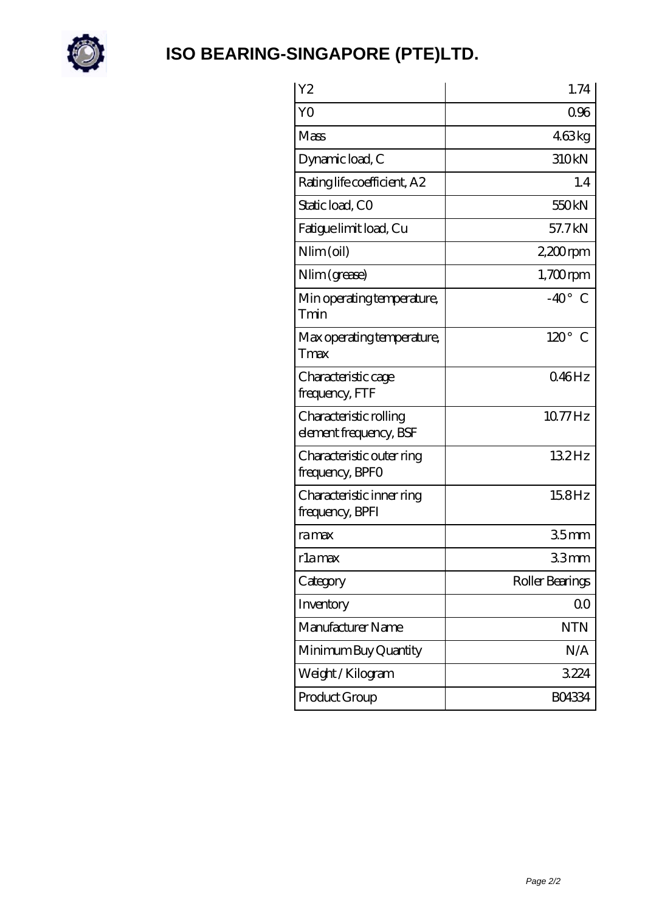# ISO BEARING-SINGAPORE (PTE)LTD.

| | |
|---|---|
| Y2 | 1.74 |
| Y0 | 0.96 |
| Mass | 4.63 kg |
| Dynamic load, C | 310 kN |
| Rating life coefficient, A2 | 1.4 |
| Static load, C0 | 550 kN |
| Fatigue limit load, Cu | 57.7 kN |
| Nlim (oil) | 2,200 rpm |
| Nlim (grease) | 1,700 rpm |
| Min operating temperature, Tmin | -40 ° C |
| Max operating temperature, Tmax | 120 ° C |
| Characteristic cage frequency, FTF | 0.46 Hz |
| Characteristic rolling element frequency, BSF | 10.77 Hz |
| Characteristic outer ring frequency, BPF0 | 13.2 Hz |
| Characteristic inner ring frequency, BPFI | 15.8 Hz |
| ra max | 3.5 mm |
| r1a max | 3.3 mm |
| Category | Roller Bearings |
| Inventory | 0.0 |
| Manufacturer Name | NTN |
| Minimum Buy Quantity | N/A |
| Weight / Kilogram | 3.224 |
| Product Group | B04334 |